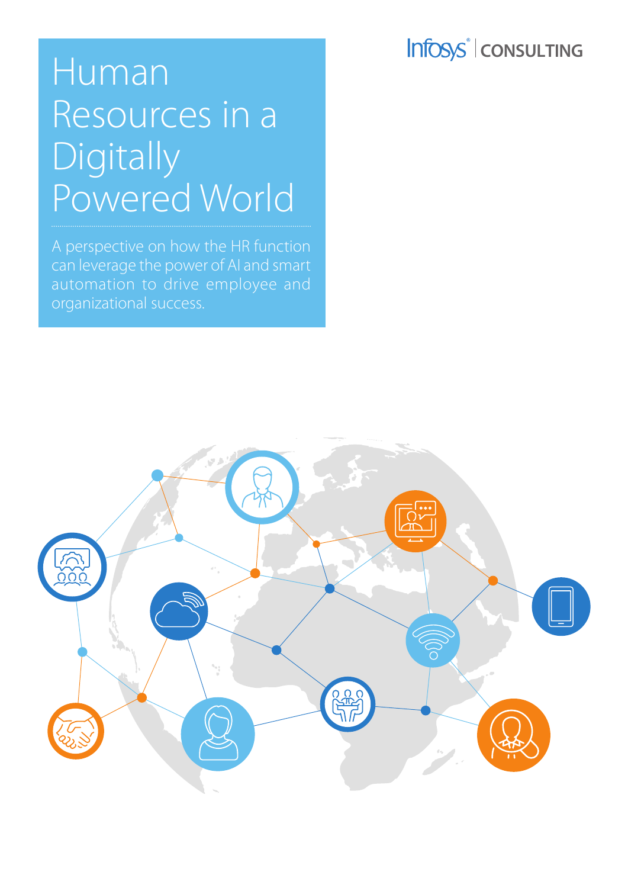Infosys CONSULTING

# Human Resources in a Digitally Powered World

A perspective on how the HR function can leverage the power of AI and smart automation to drive employee and organizational success.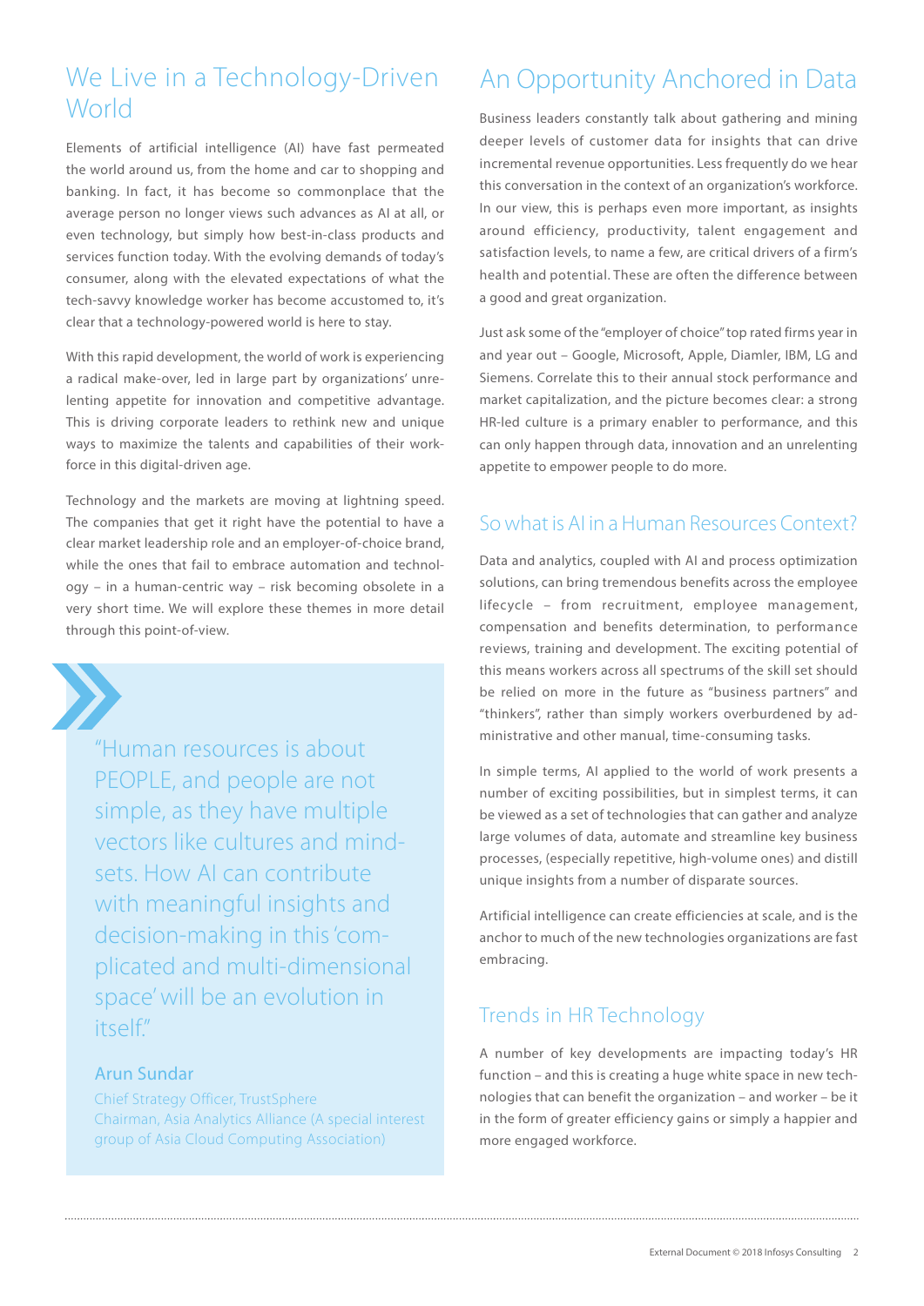## We Live in a Technology-Driven World

Elements of artificial intelligence (AI) have fast permeated the world around us, from the home and car to shopping and banking. In fact, it has become so commonplace that the average person no longer views such advances as AI at all, or even technology, but simply how best-in-class products and services function today. With the evolving demands of today's consumer, along with the elevated expectations of what the tech-savvy knowledge worker has become accustomed to, it's clear that a technology-powered world is here to stay.

With this rapid development, the world of work is experiencing a radical make-over, led in large part by organizations' unrelenting appetite for innovation and competitive advantage. This is driving corporate leaders to rethink new and unique ways to maximize the talents and capabilities of their workforce in this digital-driven age.

Technology and the markets are moving at lightning speed. The companies that get it right have the potential to have a clear market leadership role and an employer-of-choice brand, while the ones that fail to embrace automation and technology – in a human-centric way – risk becoming obsolete in a very short time. We will explore these themes in more detail through this point-of-view.

> "Human resources is about PEOPLE, and people are not simple, as they have multiple vectors like cultures and mindsets. How AI can contribute with meaningful insights and decision-making in this 'complicated and multi-dimensional space' will be an evolution in itself."
>
> **Arun Sundar**
> Chief Strategy Officer, TrustSphere
> Chairman, Asia Analytics Alliance (A special interest group of Asia Cloud Computing Association)

## An Opportunity Anchored in Data

Business leaders constantly talk about gathering and mining deeper levels of customer data for insights that can drive incremental revenue opportunities. Less frequently do we hear this conversation in the context of an organization's workforce. In our view, this is perhaps even more important, as insights around efficiency, productivity, talent engagement and satisfaction levels, to name a few, are critical drivers of a firm's health and potential. These are often the difference between a good and great organization.

Just ask some of the "employer of choice" top rated firms year in and year out – Google, Microsoft, Apple, Diamler, IBM, LG and Siemens. Correlate this to their annual stock performance and market capitalization, and the picture becomes clear: a strong HR-led culture is a primary enabler to performance, and this can only happen through data, innovation and an unrelenting appetite to empower people to do more.

### So what is AI in a Human Resources Context?

Data and analytics, coupled with AI and process optimization solutions, can bring tremendous benefits across the employee lifecycle – from recruitment, employee management, compensation and benefits determination, to performance reviews, training and development. The exciting potential of this means workers across all spectrums of the skill set should be relied on more in the future as "business partners" and "thinkers", rather than simply workers overburdened by administrative and other manual, time-consuming tasks.

In simple terms, AI applied to the world of work presents a number of exciting possibilities, but in simplest terms, it can be viewed as a set of technologies that can gather and analyze large volumes of data, automate and streamline key business processes, (especially repetitive, high-volume ones) and distill unique insights from a number of disparate sources.

Artificial intelligence can create efficiencies at scale, and is the anchor to much of the new technologies organizations are fast embracing.

### Trends in HR Technology

A number of key developments are impacting today's HR function – and this is creating a huge white space in new technologies that can benefit the organization – and worker – be it in the form of greater efficiency gains or simply a happier and more engaged workforce.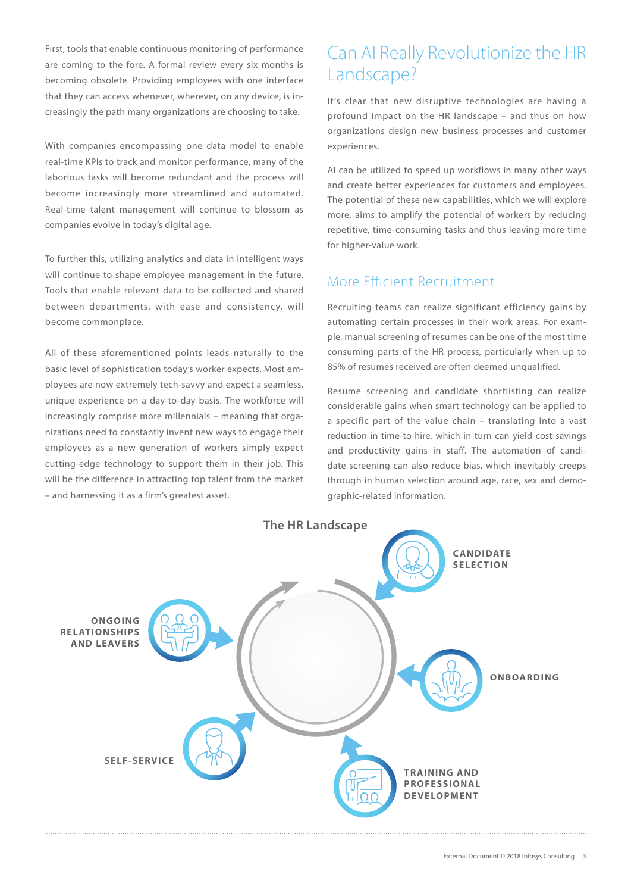First, tools that enable continuous monitoring of performance are coming to the fore. A formal review every six months is becoming obsolete. Providing employees with one interface that they can access whenever, wherever, on any device, is increasingly the path many organizations are choosing to take.

With companies encompassing one data model to enable real-time KPIs to track and monitor performance, many of the laborious tasks will become redundant and the process will become increasingly more streamlined and automated. Real-time talent management will continue to blossom as companies evolve in today's digital age.

To further this, utilizing analytics and data in intelligent ways will continue to shape employee management in the future. Tools that enable relevant data to be collected and shared between departments, with ease and consistency, will become commonplace.

All of these aforementioned points leads naturally to the basic level of sophistication today's worker expects. Most employees are now extremely tech-savvy and expect a seamless, unique experience on a day-to-day basis. The workforce will increasingly comprise more millennials – meaning that organizations need to constantly invent new ways to engage their employees as a new generation of workers simply expect cutting-edge technology to support them in their job. This will be the difference in attracting top talent from the market – and harnessing it as a firm's greatest asset.

## Can AI Really Revolutionize the HR Landscape?

It's clear that new disruptive technologies are having a profound impact on the HR landscape – and thus on how organizations design new business processes and customer experiences.

AI can be utilized to speed up workflows in many other ways and create better experiences for customers and employees. The potential of these new capabilities, which we will explore more, aims to amplify the potential of workers by reducing repetitive, time-consuming tasks and thus leaving more time for higher-value work.

### More Efficient Recruitment

Recruiting teams can realize significant efficiency gains by automating certain processes in their work areas. For example, manual screening of resumes can be one of the most time consuming parts of the HR process, particularly when up to 85% of resumes received are often deemed unqualified.

Resume screening and candidate shortlisting can realize considerable gains when smart technology can be applied to a specific part of the value chain – translating into a vast reduction in time-to-hire, which in turn can yield cost savings and productivity gains in staff. The automation of candidate screening can also reduce bias, which inevitably creeps through in human selection around age, race, sex and demographic-related information.

**The HR Landscape**

- CANDIDATE SELECTION
- ONBOARDING
- TRAINING AND PROFESSIONAL DEVELOPMENT
- SELF-SERVICE
- ONGOING RELATIONSHIPS AND LEAVERS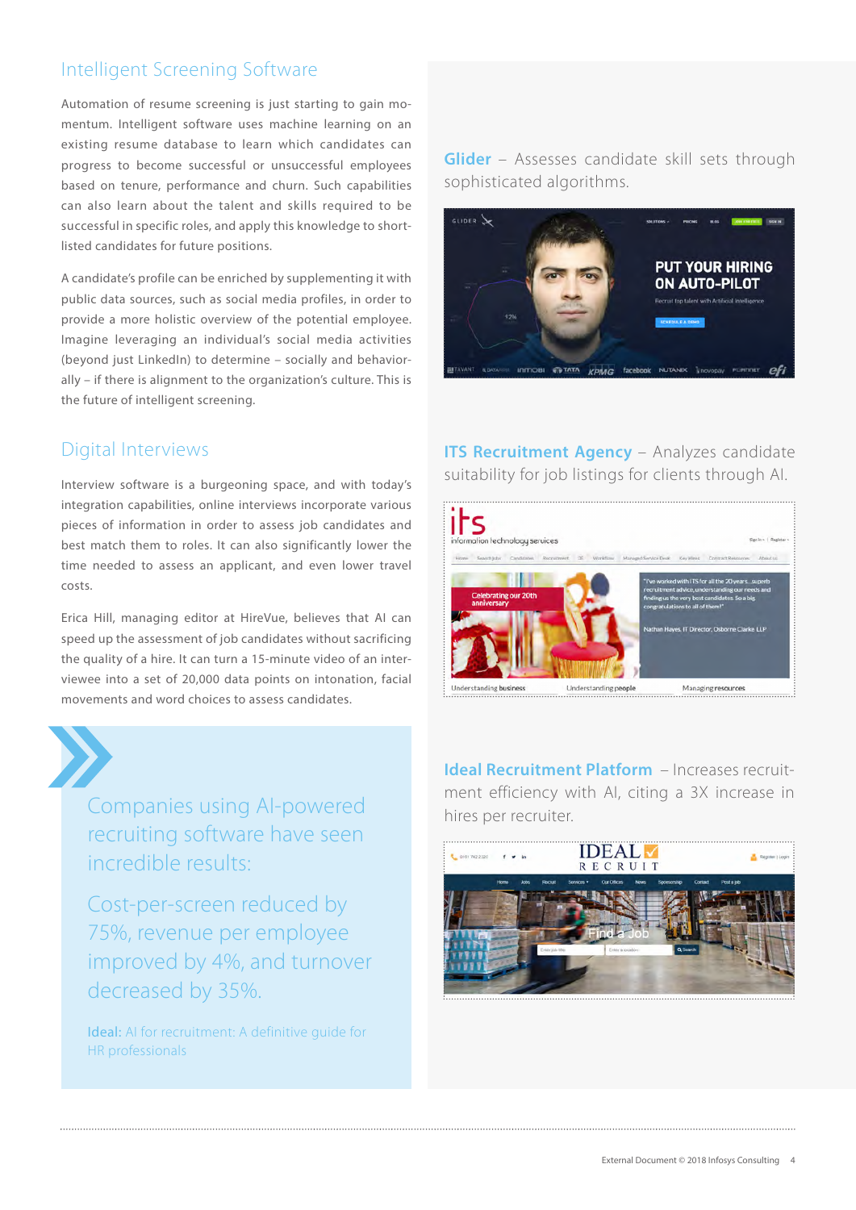## Intelligent Screening Software

Automation of resume screening is just starting to gain momentum. Intelligent software uses machine learning on an existing resume database to learn which candidates can progress to become successful or unsuccessful employees based on tenure, performance and churn. Such capabilities can also learn about the talent and skills required to be successful in specific roles, and apply this knowledge to short-listed candidates for future positions.

A candidate's profile can be enriched by supplementing it with public data sources, such as social media profiles, in order to provide a more holistic overview of the potential employee. Imagine leveraging an individual's social media activities (beyond just LinkedIn) to determine – socially and behaviorally – if there is alignment to the organization's culture. This is the future of intelligent screening.

## Digital Interviews

Interview software is a burgeoning space, and with today's integration capabilities, online interviews incorporate various pieces of information in order to assess job candidates and best match them to roles. It can also significantly lower the time needed to assess an applicant, and even lower travel costs.

Erica Hill, managing editor at HireVue, believes that AI can speed up the assessment of job candidates without sacrificing the quality of a hire. It can turn a 15-minute video of an interviewee into a set of 20,000 data points on intonation, facial movements and word choices to assess candidates.

> Companies using AI-powered recruiting software have seen incredible results:
>
> Cost-per-screen reduced by 75%, revenue per employee improved by 4%, and turnover decreased by 35%.
>
> Ideal: AI for recruitment: A definitive guide for HR professionals

**Glider** – Assesses candidate skill sets through sophisticated algorithms.

**ITS Recruitment Agency** – Analyzes candidate suitability for job listings for clients through AI.

**Ideal Recruitment Platform** – Increases recruitment efficiency with AI, citing a 3X increase in hires per recruiter.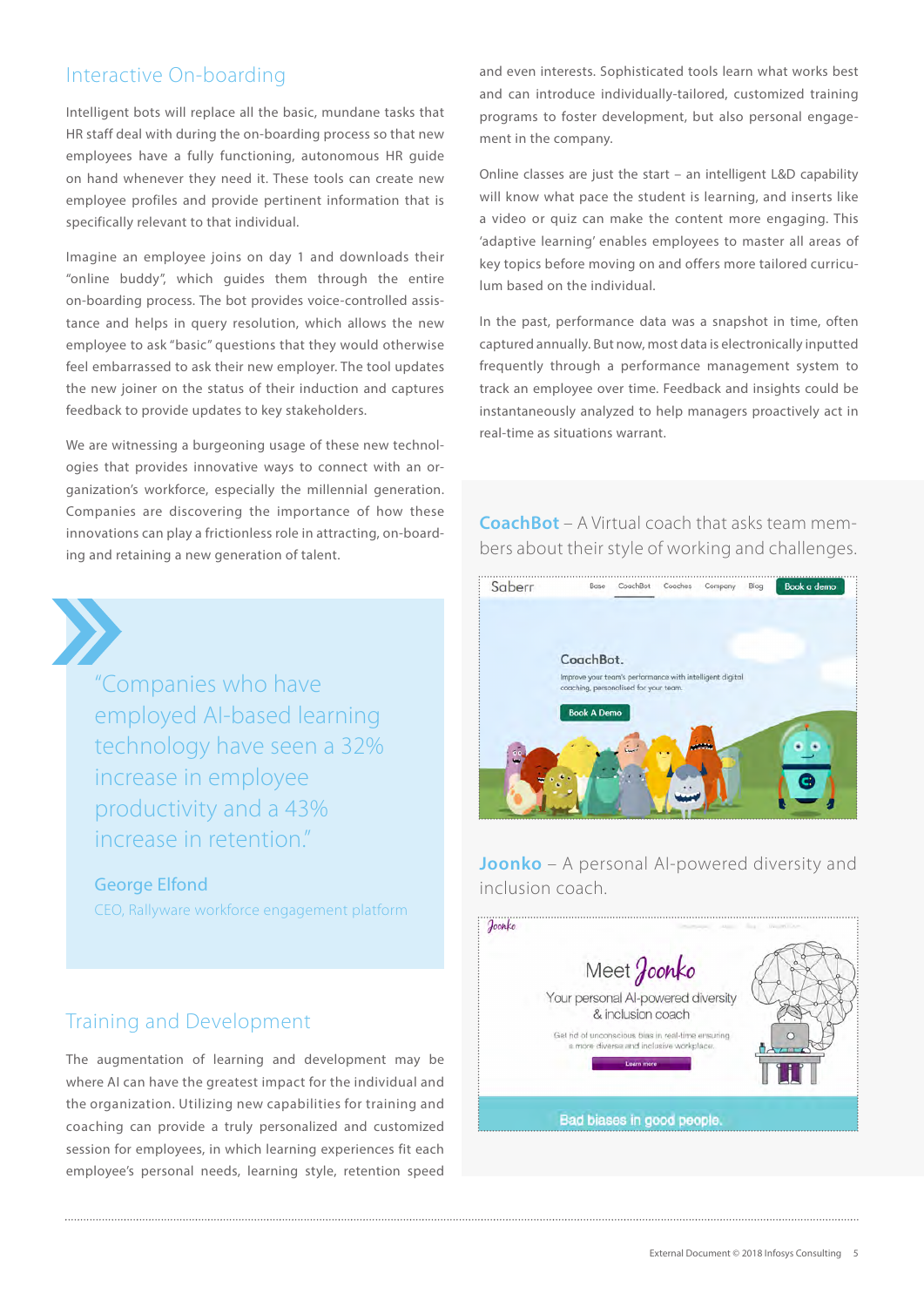## Interactive On-boarding

Intelligent bots will replace all the basic, mundane tasks that HR staff deal with during the on-boarding process so that new employees have a fully functioning, autonomous HR guide on hand whenever they need it. These tools can create new employee profiles and provide pertinent information that is specifically relevant to that individual.

Imagine an employee joins on day 1 and downloads their "online buddy", which guides them through the entire on-boarding process. The bot provides voice-controlled assistance and helps in query resolution, which allows the new employee to ask "basic" questions that they would otherwise feel embarrassed to ask their new employer. The tool updates the new joiner on the status of their induction and captures feedback to provide updates to key stakeholders.

We are witnessing a burgeoning usage of these new technologies that provides innovative ways to connect with an organization's workforce, especially the millennial generation. Companies are discovering the importance of how these innovations can play a frictionless role in attracting, on-boarding and retaining a new generation of talent.

> "Companies who have employed AI-based learning technology have seen a 32% increase in employee productivity and a 43% increase in retention."
>
> **George Elfond**
> CEO, Rallyware workforce engagement platform

## Training and Development

The augmentation of learning and development may be where AI can have the greatest impact for the individual and the organization. Utilizing new capabilities for training and coaching can provide a truly personalized and customized session for employees, in which learning experiences fit each employee's personal needs, learning style, retention speed and even interests. Sophisticated tools learn what works best and can introduce individually-tailored, customized training programs to foster development, but also personal engagement in the company.

Online classes are just the start – an intelligent L&D capability will know what pace the student is learning, and inserts like a video or quiz can make the content more engaging. This 'adaptive learning' enables employees to master all areas of key topics before moving on and offers more tailored curriculum based on the individual.

In the past, performance data was a snapshot in time, often captured annually. But now, most data is electronically inputted frequently through a performance management system to track an employee over time. Feedback and insights could be instantaneously analyzed to help managers proactively act in real-time as situations warrant.

**CoachBot** – A Virtual coach that asks team members about their style of working and challenges.

**Joonko** – A personal AI-powered diversity and inclusion coach.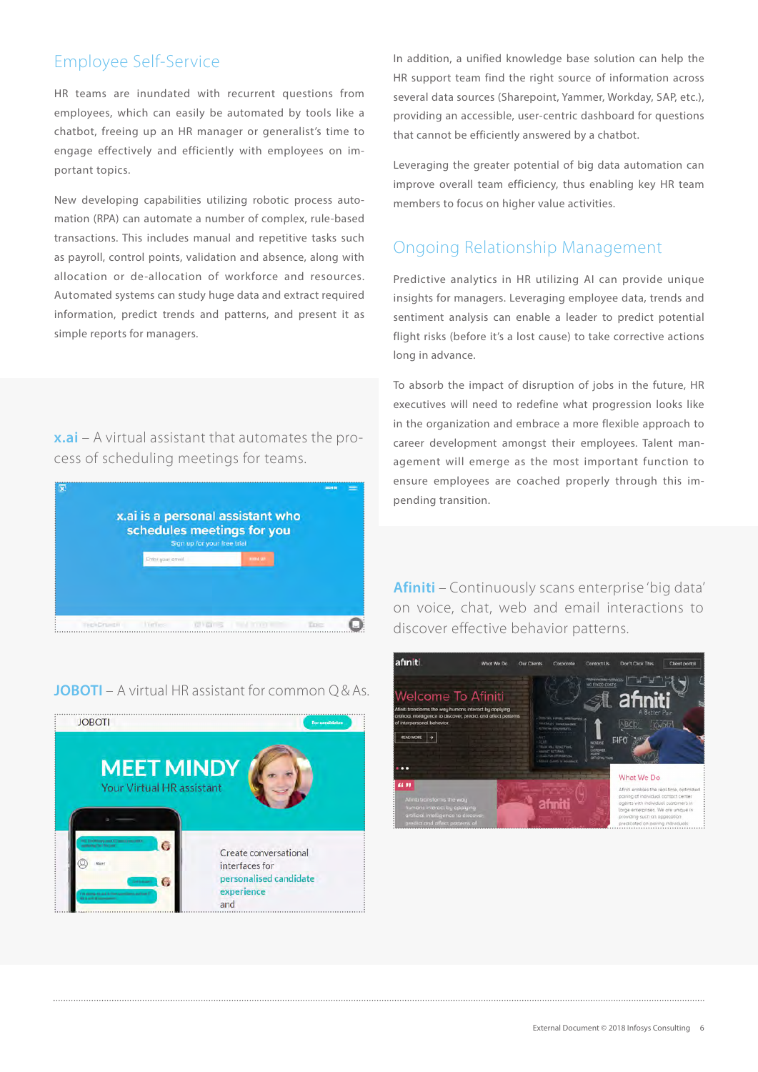## Employee Self-Service

HR teams are inundated with recurrent questions from employees, which can easily be automated by tools like a chatbot, freeing up an HR manager or generalist's time to engage effectively and efficiently with employees on important topics.

New developing capabilities utilizing robotic process automation (RPA) can automate a number of complex, rule-based transactions. This includes manual and repetitive tasks such as payroll, control points, validation and absence, along with allocation or de-allocation of workforce and resources. Automated systems can study huge data and extract required information, predict trends and patterns, and present it as simple reports for managers.

In addition, a unified knowledge base solution can help the HR support team find the right source of information across several data sources (Sharepoint, Yammer, Workday, SAP, etc.), providing an accessible, user-centric dashboard for questions that cannot be efficiently answered by a chatbot.

Leveraging the greater potential of big data automation can improve overall team efficiency, thus enabling key HR team members to focus on higher value activities.

**x.ai** – A virtual assistant that automates the process of scheduling meetings for teams.

**JOBOTI** – A virtual HR assistant for common Q&As.

## Ongoing Relationship Management

Predictive analytics in HR utilizing AI can provide unique insights for managers. Leveraging employee data, trends and sentiment analysis can enable a leader to predict potential flight risks (before it's a lost cause) to take corrective actions long in advance.

To absorb the impact of disruption of jobs in the future, HR executives will need to redefine what progression looks like in the organization and embrace a more flexible approach to career development amongst their employees. Talent management will emerge as the most important function to ensure employees are coached properly through this impending transition.

**Afiniti** – Continuously scans enterprise 'big data' on voice, chat, web and email interactions to discover effective behavior patterns.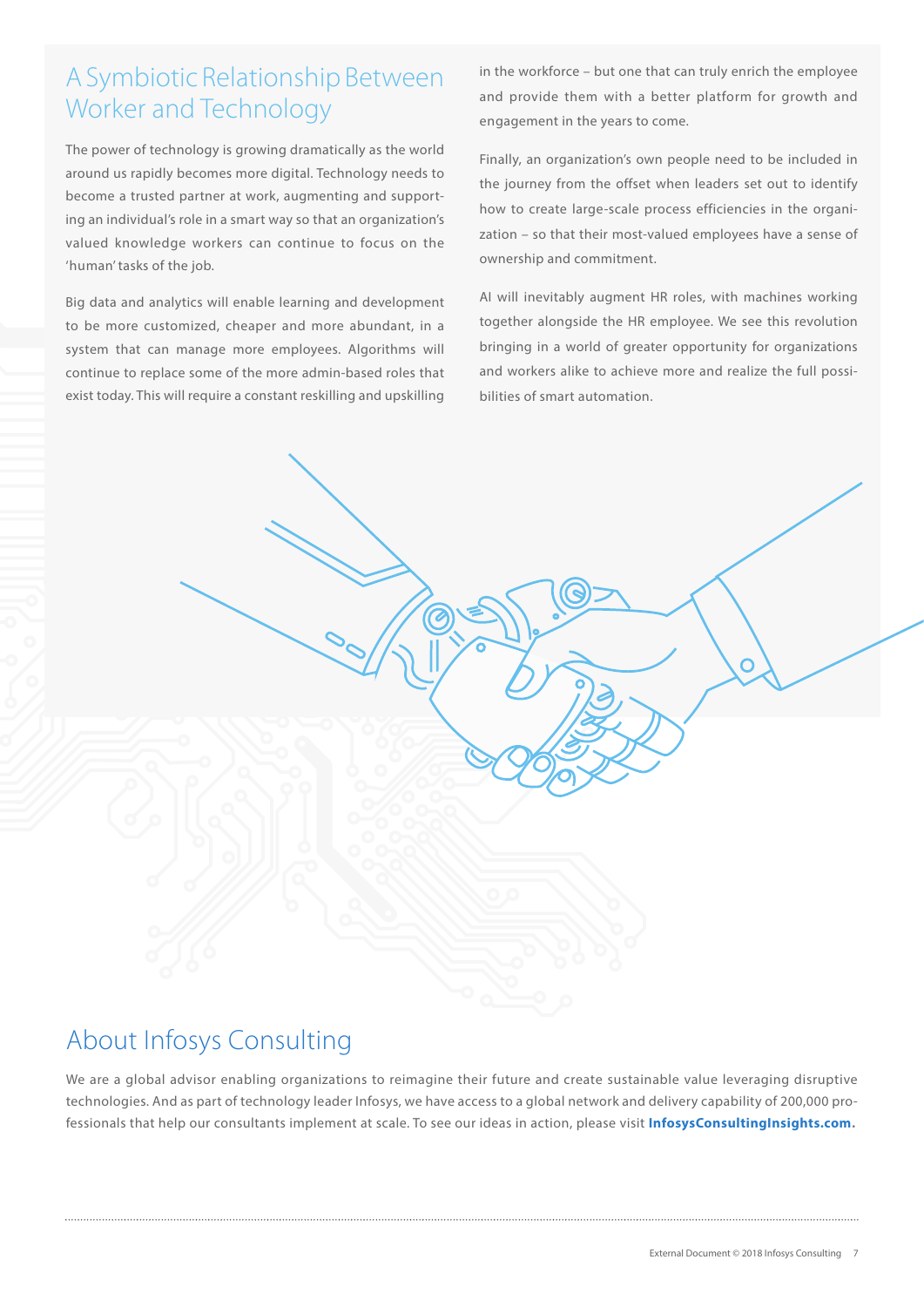## A Symbiotic Relationship Between Worker and Technology

The power of technology is growing dramatically as the world around us rapidly becomes more digital. Technology needs to become a trusted partner at work, augmenting and supporting an individual's role in a smart way so that an organization's valued knowledge workers can continue to focus on the 'human' tasks of the job.

Big data and analytics will enable learning and development to be more customized, cheaper and more abundant, in a system that can manage more employees. Algorithms will continue to replace some of the more admin-based roles that exist today. This will require a constant reskilling and upskilling in the workforce – but one that can truly enrich the employee and provide them with a better platform for growth and engagement in the years to come.

Finally, an organization's own people need to be included in the journey from the offset when leaders set out to identify how to create large-scale process efficiencies in the organization – so that their most-valued employees have a sense of ownership and commitment.

AI will inevitably augment HR roles, with machines working together alongside the HR employee. We see this revolution bringing in a world of greater opportunity for organizations and workers alike to achieve more and realize the full possibilities of smart automation.

## About Infosys Consulting

We are a global advisor enabling organizations to reimagine their future and create sustainable value leveraging disruptive technologies. And as part of technology leader Infosys, we have access to a global network and delivery capability of 200,000 professionals that help our consultants implement at scale. To see our ideas in action, please visit **InfosysConsultingInsights.com.**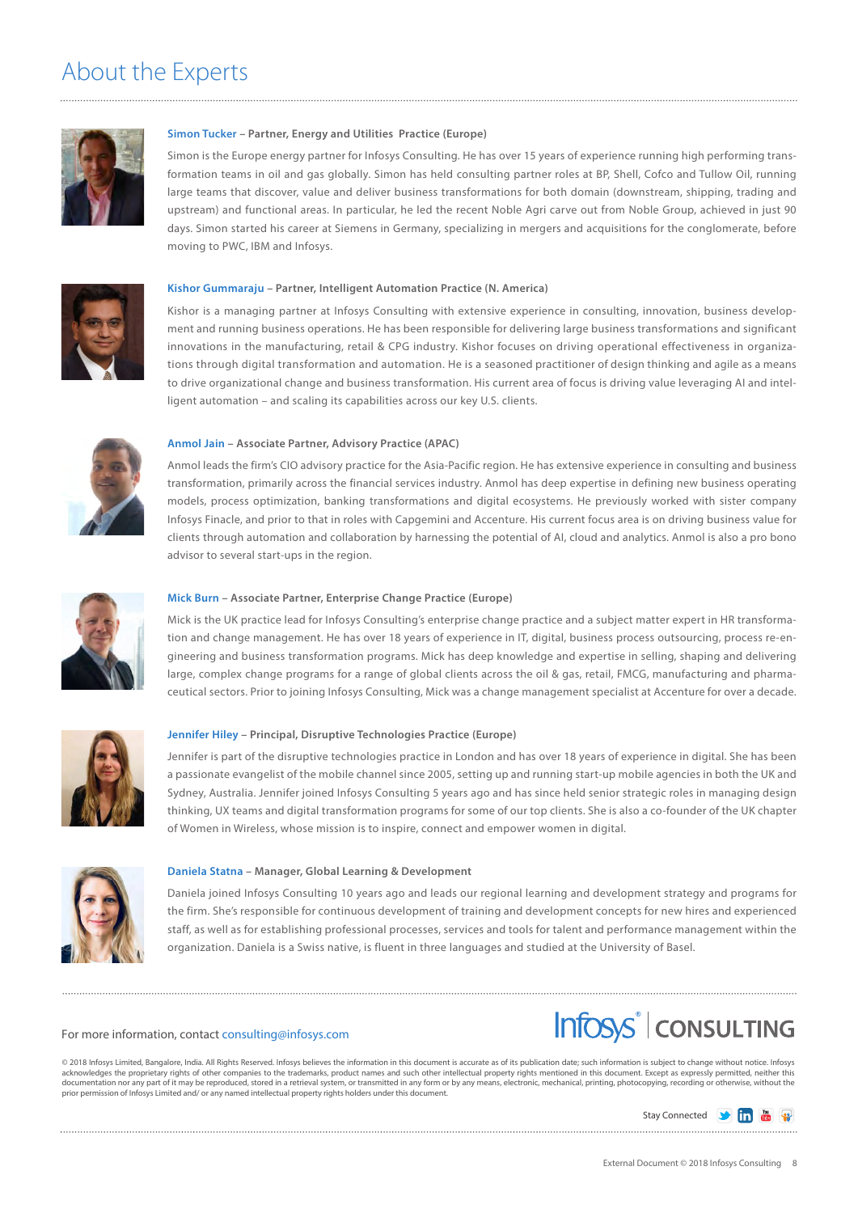# About the Experts

**Simon Tucker – Partner, Energy and Utilities Practice (Europe)**

Simon is the Europe energy partner for Infosys Consulting. He has over 15 years of experience running high performing transformation teams in oil and gas globally. Simon has held consulting partner roles at BP, Shell, Cofco and Tullow Oil, running large teams that discover, value and deliver business transformations for both domain (downstream, shipping, trading and upstream) and functional areas. In particular, he led the recent Noble Agri carve out from Noble Group, achieved in just 90 days. Simon started his career at Siemens in Germany, specializing in mergers and acquisitions for the conglomerate, before moving to PWC, IBM and Infosys.

**Kishor Gummaraju – Partner, Intelligent Automation Practice (N. America)**

Kishor is a managing partner at Infosys Consulting with extensive experience in consulting, innovation, business development and running business operations. He has been responsible for delivering large business transformations and significant innovations in the manufacturing, retail & CPG industry. Kishor focuses on driving operational effectiveness in organizations through digital transformation and automation. He is a seasoned practitioner of design thinking and agile as a means to drive organizational change and business transformation. His current area of focus is driving value leveraging AI and intelligent automation – and scaling its capabilities across our key U.S. clients.

**Anmol Jain – Associate Partner, Advisory Practice (APAC)**

Anmol leads the firm's CIO advisory practice for the Asia-Pacific region. He has extensive experience in consulting and business transformation, primarily across the financial services industry. Anmol has deep expertise in defining new business operating models, process optimization, banking transformations and digital ecosystems. He previously worked with sister company Infosys Finacle, and prior to that in roles with Capgemini and Accenture. His current focus area is on driving business value for clients through automation and collaboration by harnessing the potential of AI, cloud and analytics. Anmol is also a pro bono advisor to several start-ups in the region.

**Mick Burn – Associate Partner, Enterprise Change Practice (Europe)**

Mick is the UK practice lead for Infosys Consulting's enterprise change practice and a subject matter expert in HR transformation and change management. He has over 18 years of experience in IT, digital, business process outsourcing, process re-engineering and business transformation programs. Mick has deep knowledge and expertise in selling, shaping and delivering large, complex change programs for a range of global clients across the oil & gas, retail, FMCG, manufacturing and pharmaceutical sectors. Prior to joining Infosys Consulting, Mick was a change management specialist at Accenture for over a decade.

**Jennifer Hiley – Principal, Disruptive Technologies Practice (Europe)**

Jennifer is part of the disruptive technologies practice in London and has over 18 years of experience in digital. She has been a passionate evangelist of the mobile channel since 2005, setting up and running start-up mobile agencies in both the UK and Sydney, Australia. Jennifer joined Infosys Consulting 5 years ago and has since held senior strategic roles in managing design thinking, UX teams and digital transformation programs for some of our top clients. She is also a co-founder of the UK chapter of Women in Wireless, whose mission is to inspire, connect and empower women in digital.

**Daniela Statna – Manager, Global Learning & Development**

Daniela joined Infosys Consulting 10 years ago and leads our regional learning and development strategy and programs for the firm. She's responsible for continuous development of training and development concepts for new hires and experienced staff, as well as for establishing professional processes, services and tools for talent and performance management within the organization. Daniela is a Swiss native, is fluent in three languages and studied at the University of Basel.

For more information, contact consulting@infosys.com

Infosys® | CONSULTING

© 2018 Infosys Limited, Bangalore, India. All Rights Reserved. Infosys believes the information in this document is accurate as of its publication date; such information is subject to change without notice. Infosys acknowledges the proprietary rights of other companies to the trademarks, product names and such other intellectual property rights mentioned in this document. Except as expressly permitted, neither this documentation nor any part of it may be reproduced, stored in a retrieval system, or transmitted in any form or by any means, electronic, mechanical, printing, photocopying, recording or otherwise, without the prior permission of Infosys Limited and/ or any named intellectual property rights holders under this document.

Stay Connected